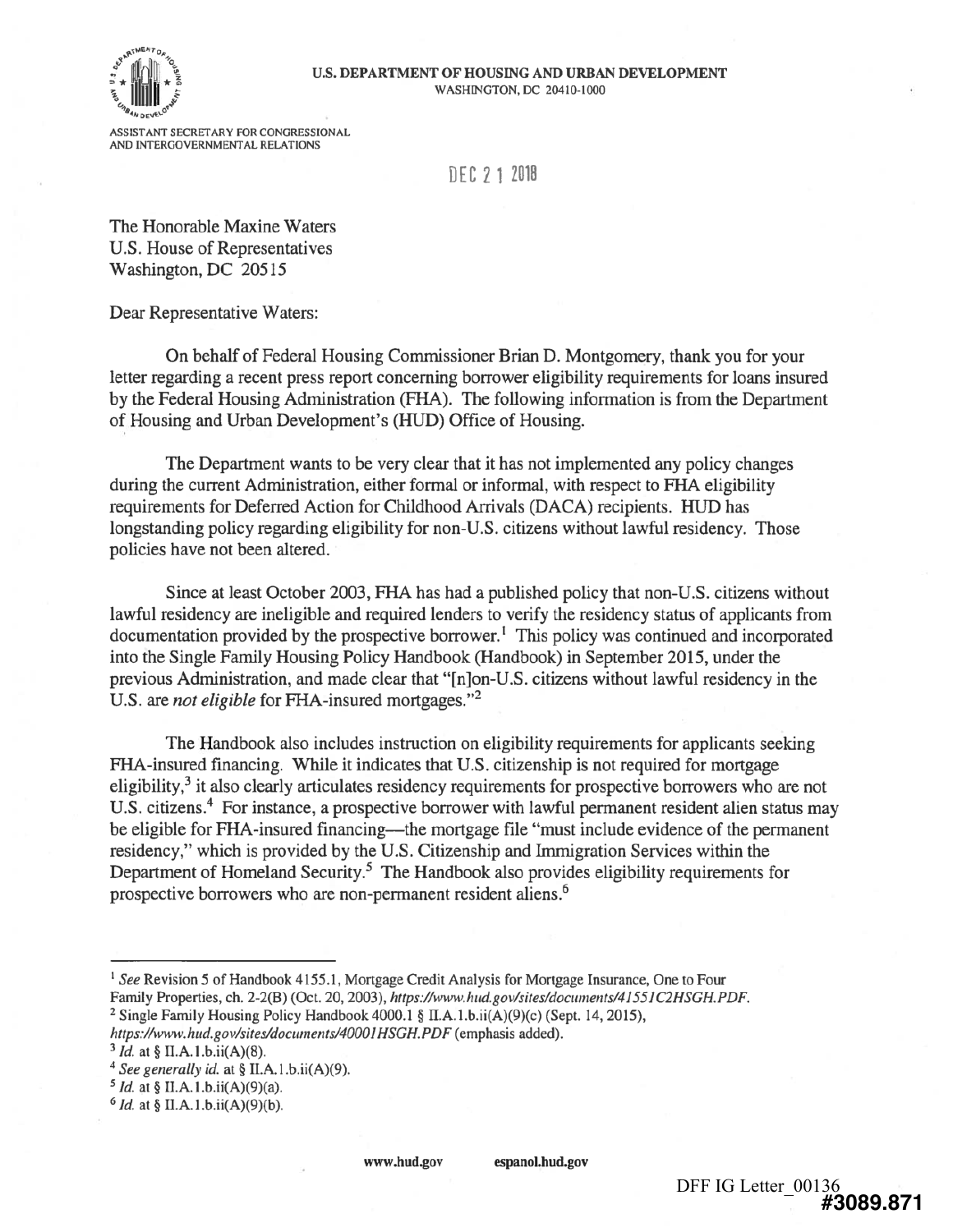U.S. DEPARTMENT OF HOUSING AND URBAN DEVELOPMENT
WASHINGTON, DC 20410-1000

ASSISTANT SECRETARY FOR CONGRESSIONAL AND INTERGOVERNMENTAL RELATIONS

DEC 21 2018

The Honorable Maxine Waters
U.S. House of Representatives
Washington, DC 20515

Dear Representative Waters:

On behalf of Federal Housing Commissioner Brian D. Montgomery, thank you for your letter regarding a recent press report concerning borrower eligibility requirements for loans insured by the Federal Housing Administration (FHA). The following information is from the Department of Housing and Urban Development's (HUD) Office of Housing.

The Department wants to be very clear that it has not implemented any policy changes during the current Administration, either formal or informal, with respect to FHA eligibility requirements for Deferred Action for Childhood Arrivals (DACA) recipients. HUD has longstanding policy regarding eligibility for non-U.S. citizens without lawful residency. Those policies have not been altered.

Since at least October 2003, FHA has had a published policy that non-U.S. citizens without lawful residency are ineligible and required lenders to verify the residency status of applicants from documentation provided by the prospective borrower.[1] This policy was continued and incorporated into the Single Family Housing Policy Handbook (Handbook) in September 2015, under the previous Administration, and made clear that "[n]on-U.S. citizens without lawful residency in the U.S. are *not eligible* for FHA-insured mortgages."[2]

The Handbook also includes instruction on eligibility requirements for applicants seeking FHA-insured financing. While it indicates that U.S. citizenship is not required for mortgage eligibility,[3] it also clearly articulates residency requirements for prospective borrowers who are not U.S. citizens.[4] For instance, a prospective borrower with lawful permanent resident alien status may be eligible for FHA-insured financing—the mortgage file "must include evidence of the permanent residency," which is provided by the U.S. Citizenship and Immigration Services within the Department of Homeland Security.[5] The Handbook also provides eligibility requirements for prospective borrowers who are non-permanent resident aliens.[6]

---

[1] *See* Revision 5 of Handbook 4155.1, Mortgage Credit Analysis for Mortgage Insurance, One to Four Family Properties, ch. 2-2(B) (Oct. 20, 2003), *https://www.hud.gov/sites/documents/41551C2HSGH.PDF*.

[2] Single Family Housing Policy Handbook 4000.1 § II.A.1.b.ii(A)(9)(c) (Sept. 14, 2015), *https://www.hud.gov/sites/documents/40001HSGH.PDF* (emphasis added).

[3] *Id.* at § II.A.1.b.ii(A)(8).

[4] *See generally id.* at § II.A.1.b.ii(A)(9).

[5] *Id.* at § II.A.1.b.ii(A)(9)(a).

[6] *Id.* at § II.A.1.b.ii(A)(9)(b).

www.hud.gov espanol.hud.gov

DFF IG Letter_00136
#3089.871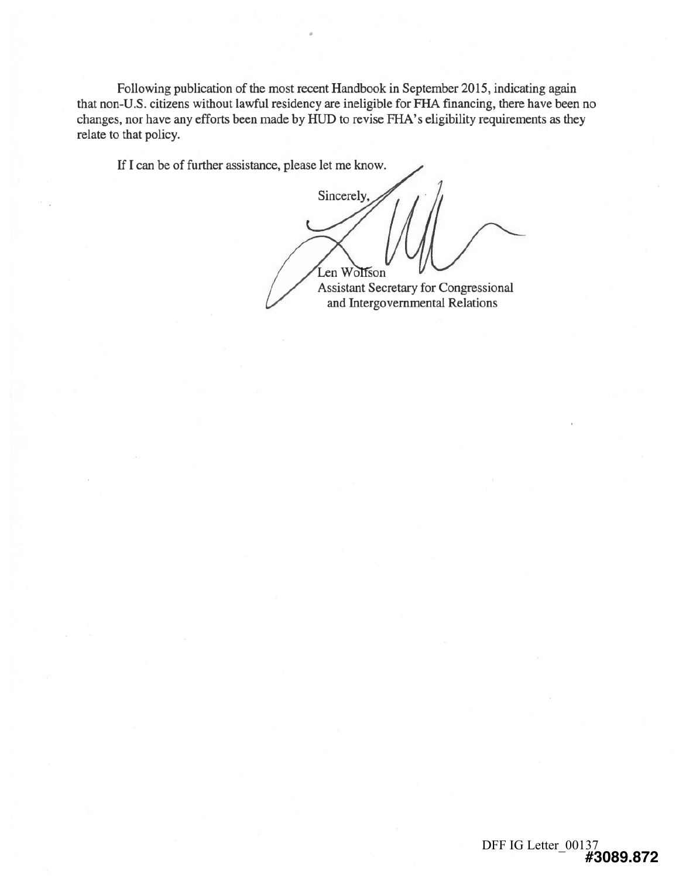Following publication of the most recent Handbook in September 2015, indicating again that non-U.S. citizens without lawful residency are ineligible for FHA financing, there have been no changes, nor have any efforts been made by HUD to revise FHA's eligibility requirements as they relate to that policy.

If I can be of further assistance, please let me know.

Sincerely,

Len Wolfson
Assistant Secretary for Congressional and Intergovernmental Relations

DFF IG Letter_00137
**#3089.872**